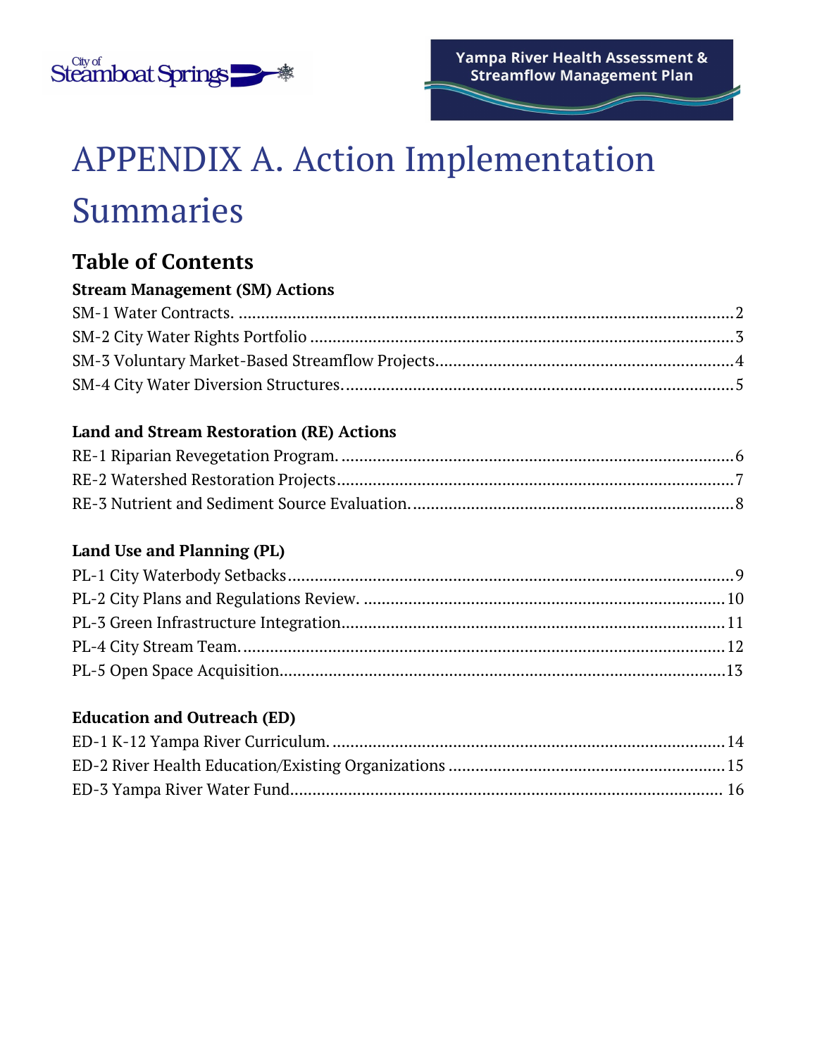# APPENDIX A. Action Implementation Summaries

## Table of Contents

### Stream Management (SM) Actions

SM-1 Water Contracts. ..... 2
SM-2 City Water Rights Portfolio ..... 3
SM-3 Voluntary Market-Based Streamflow Projects ..... 4
SM-4 City Water Diversion Structures. ..... 5

### Land and Stream Restoration (RE) Actions

RE-1 Riparian Revegetation Program. ..... 6
RE-2 Watershed Restoration Projects ..... 7
RE-3 Nutrient and Sediment Source Evaluation. ..... 8

### Land Use and Planning (PL)

PL-1 City Waterbody Setbacks ..... 9
PL-2 City Plans and Regulations Review. ..... 10
PL-3 Green Infrastructure Integration ..... 11
PL-4 City Stream Team. ..... 12
PL-5 Open Space Acquisition ..... 13

### Education and Outreach (ED)

ED-1 K-12 Yampa River Curriculum. ..... 14
ED-2 River Health Education/Existing Organizations ..... 15
ED-3 Yampa River Water Fund ..... 16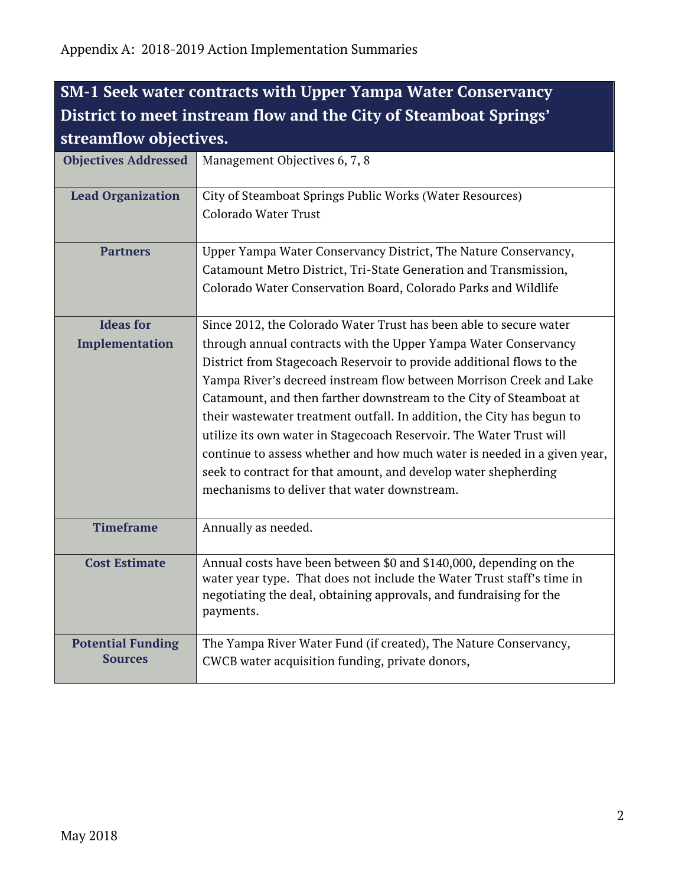## SM-1 Seek water contracts with Upper Yampa Water Conservancy District to meet instream flow and the City of Steamboat Springs' streamflow objectives.

| | |
|---|---|
| **Objectives Addressed** | Management Objectives 6, 7, 8 |
| **Lead Organization** | City of Steamboat Springs Public Works (Water Resources)<br>Colorado Water Trust |
| **Partners** | Upper Yampa Water Conservancy District, The Nature Conservancy, Catamount Metro District, Tri-State Generation and Transmission, Colorado Water Conservation Board, Colorado Parks and Wildlife |
| **Ideas for Implementation** | Since 2012, the Colorado Water Trust has been able to secure water through annual contracts with the Upper Yampa Water Conservancy District from Stagecoach Reservoir to provide additional flows to the Yampa River's decreed instream flow between Morrison Creek and Lake Catamount, and then farther downstream to the City of Steamboat at their wastewater treatment outfall. In addition, the City has begun to utilize its own water in Stagecoach Reservoir. The Water Trust will continue to assess whether and how much water is needed in a given year, seek to contract for that amount, and develop water shepherding mechanisms to deliver that water downstream. |
| **Timeframe** | Annually as needed. |
| **Cost Estimate** | Annual costs have been between $0 and $140,000, depending on the water year type. That does not include the Water Trust staff's time in negotiating the deal, obtaining approvals, and fundraising for the payments. |
| **Potential Funding Sources** | The Yampa River Water Fund (if created), The Nature Conservancy, CWCB water acquisition funding, private donors, |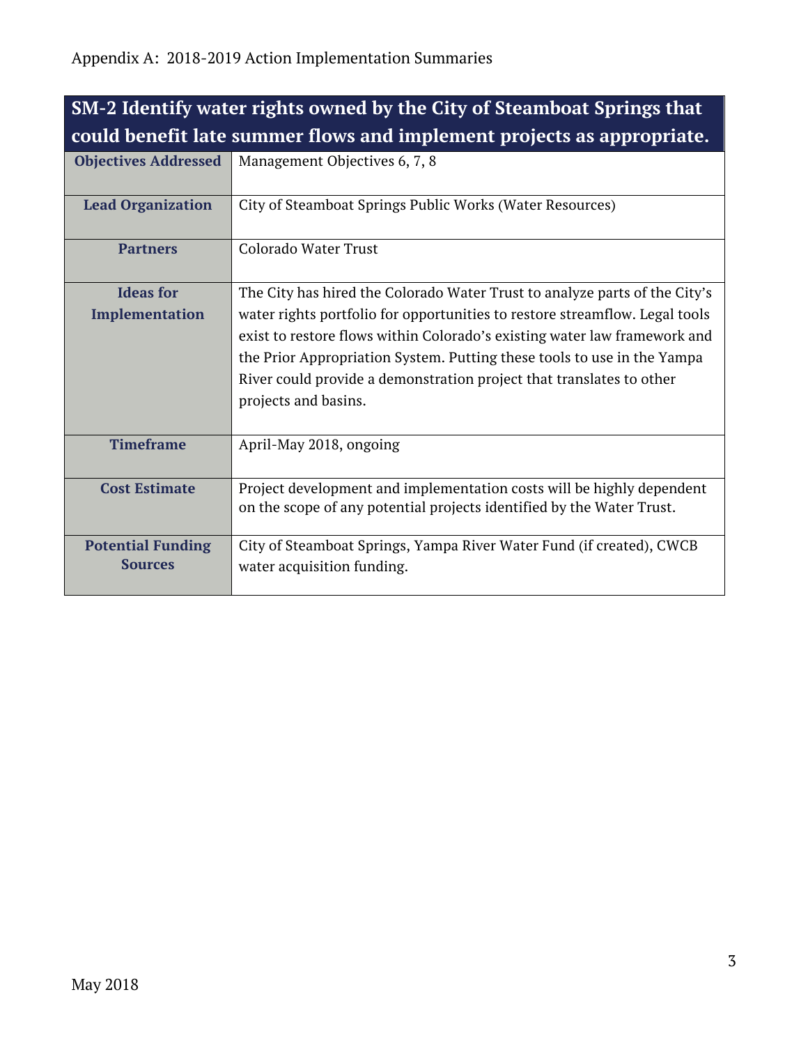Appendix A: 2018-2019 Action Implementation Summaries

| SM-2 Identify water rights owned by the City of Steamboat Springs that could benefit late summer flows and implement projects as appropriate. | |
|---|---|
| **Objectives Addressed** | Management Objectives 6, 7, 8 |
| **Lead Organization** | City of Steamboat Springs Public Works (Water Resources) |
| **Partners** | Colorado Water Trust |
| **Ideas for Implementation** | The City has hired the Colorado Water Trust to analyze parts of the City's water rights portfolio for opportunities to restore streamflow. Legal tools exist to restore flows within Colorado's existing water law framework and the Prior Appropriation System. Putting these tools to use in the Yampa River could provide a demonstration project that translates to other projects and basins. |
| **Timeframe** | April-May 2018, ongoing |
| **Cost Estimate** | Project development and implementation costs will be highly dependent on the scope of any potential projects identified by the Water Trust. |
| **Potential Funding Sources** | City of Steamboat Springs, Yampa River Water Fund (if created), CWCB water acquisition funding. |

May 2018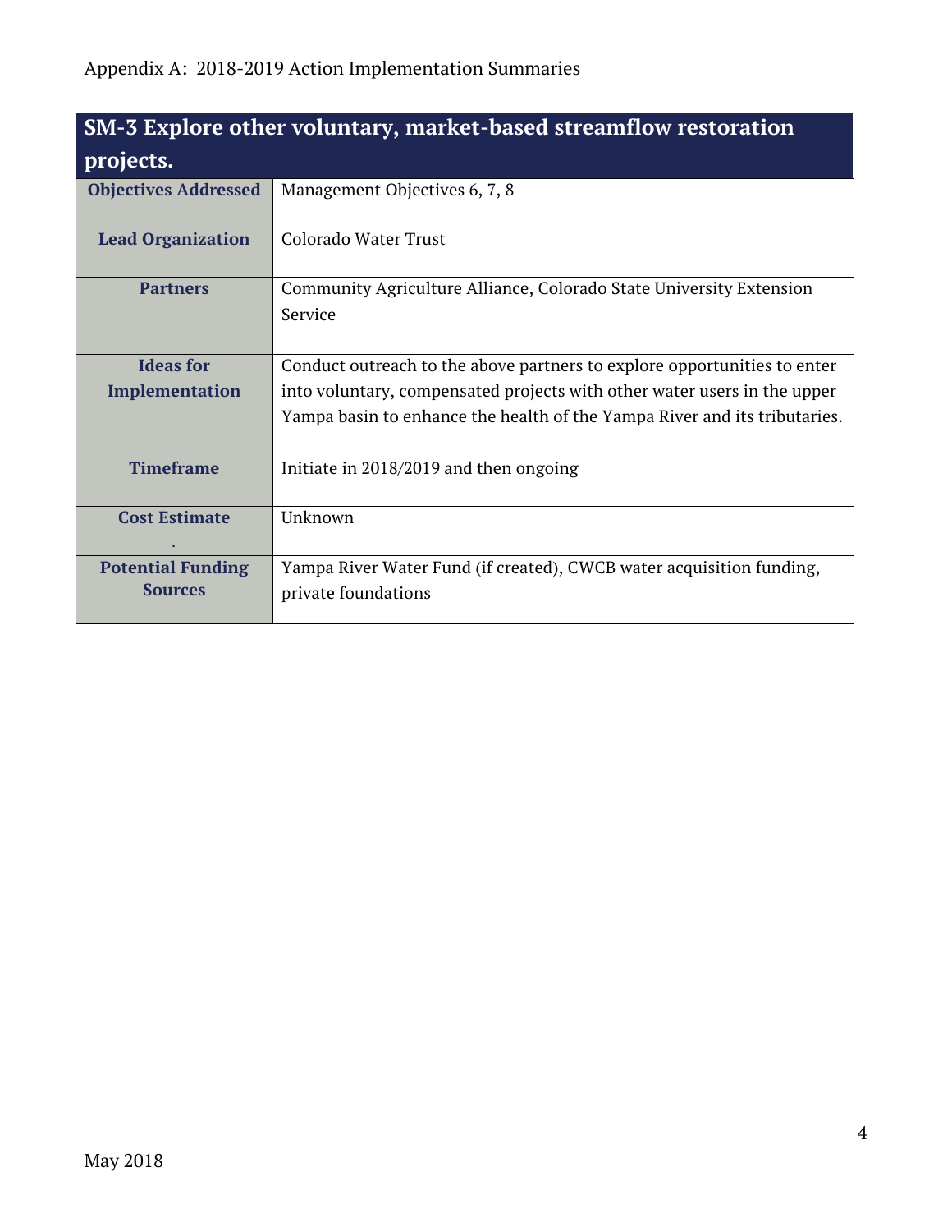| SM-3 Explore other voluntary, market-based streamflow restoration projects. | |
|---|---|
| **Objectives Addressed** | Management Objectives 6, 7, 8 |
| **Lead Organization** | Colorado Water Trust |
| **Partners** | Community Agriculture Alliance, Colorado State University Extension Service |
| **Ideas for Implementation** | Conduct outreach to the above partners to explore opportunities to enter into voluntary, compensated projects with other water users in the upper Yampa basin to enhance the health of the Yampa River and its tributaries. |
| **Timeframe** | Initiate in 2018/2019 and then ongoing |
| **Cost Estimate** | Unknown |
| **Potential Funding Sources** | Yampa River Water Fund (if created), CWCB water acquisition funding, private foundations |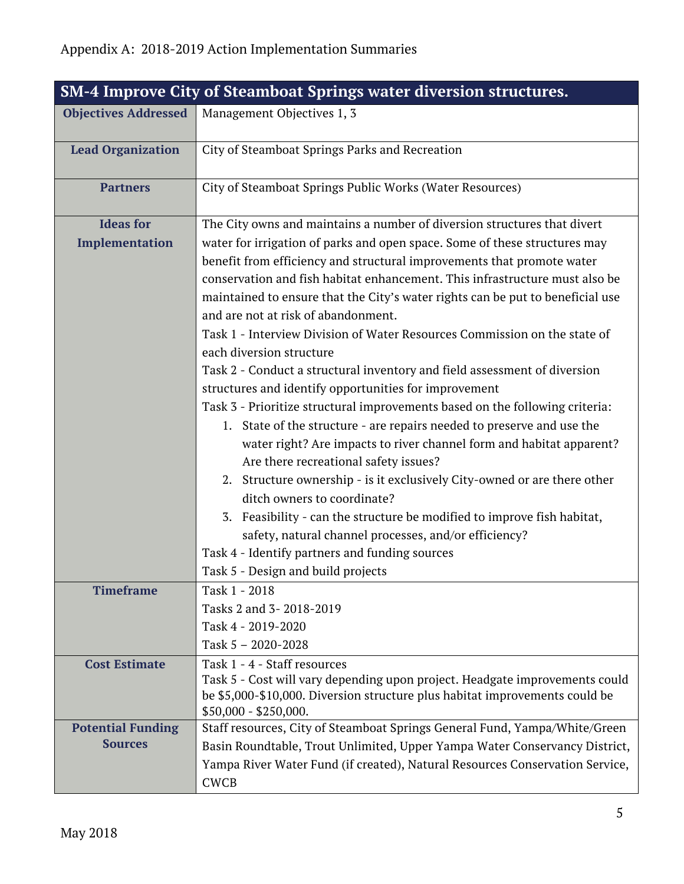Appendix A: 2018-2019 Action Implementation Summaries

| SM-4 Improve City of Steamboat Springs water diversion structures. | |
|---|---|
| **Objectives Addressed** | Management Objectives 1, 3 |
| **Lead Organization** | City of Steamboat Springs Parks and Recreation |
| **Partners** | City of Steamboat Springs Public Works (Water Resources) |
| **Ideas for Implementation** | The City owns and maintains a number of diversion structures that divert water for irrigation of parks and open space. Some of these structures may benefit from efficiency and structural improvements that promote water conservation and fish habitat enhancement. This infrastructure must also be maintained to ensure that the City's water rights can be put to beneficial use and are not at risk of abandonment.<br>Task 1 - Interview Division of Water Resources Commission on the state of each diversion structure<br>Task 2 - Conduct a structural inventory and field assessment of diversion structures and identify opportunities for improvement<br>Task 3 - Prioritize structural improvements based on the following criteria:<br>1. State of the structure - are repairs needed to preserve and use the water right? Are impacts to river channel form and habitat apparent? Are there recreational safety issues?<br>2. Structure ownership - is it exclusively City-owned or are there other ditch owners to coordinate?<br>3. Feasibility - can the structure be modified to improve fish habitat, safety, natural channel processes, and/or efficiency?<br>Task 4 - Identify partners and funding sources<br>Task 5 - Design and build projects |
| **Timeframe** | Task 1 - 2018<br>Tasks 2 and 3- 2018-2019<br>Task 4 - 2019-2020<br>Task 5 – 2020-2028 |
| **Cost Estimate** | Task 1 - 4 - Staff resources<br>Task 5 - Cost will vary depending upon project. Headgate improvements could be $5,000-$10,000. Diversion structure plus habitat improvements could be $50,000 - $250,000. |
| **Potential Funding Sources** | Staff resources, City of Steamboat Springs General Fund, Yampa/White/Green Basin Roundtable, Trout Unlimited, Upper Yampa Water Conservancy District, Yampa River Water Fund (if created), Natural Resources Conservation Service, CWCB |

May 2018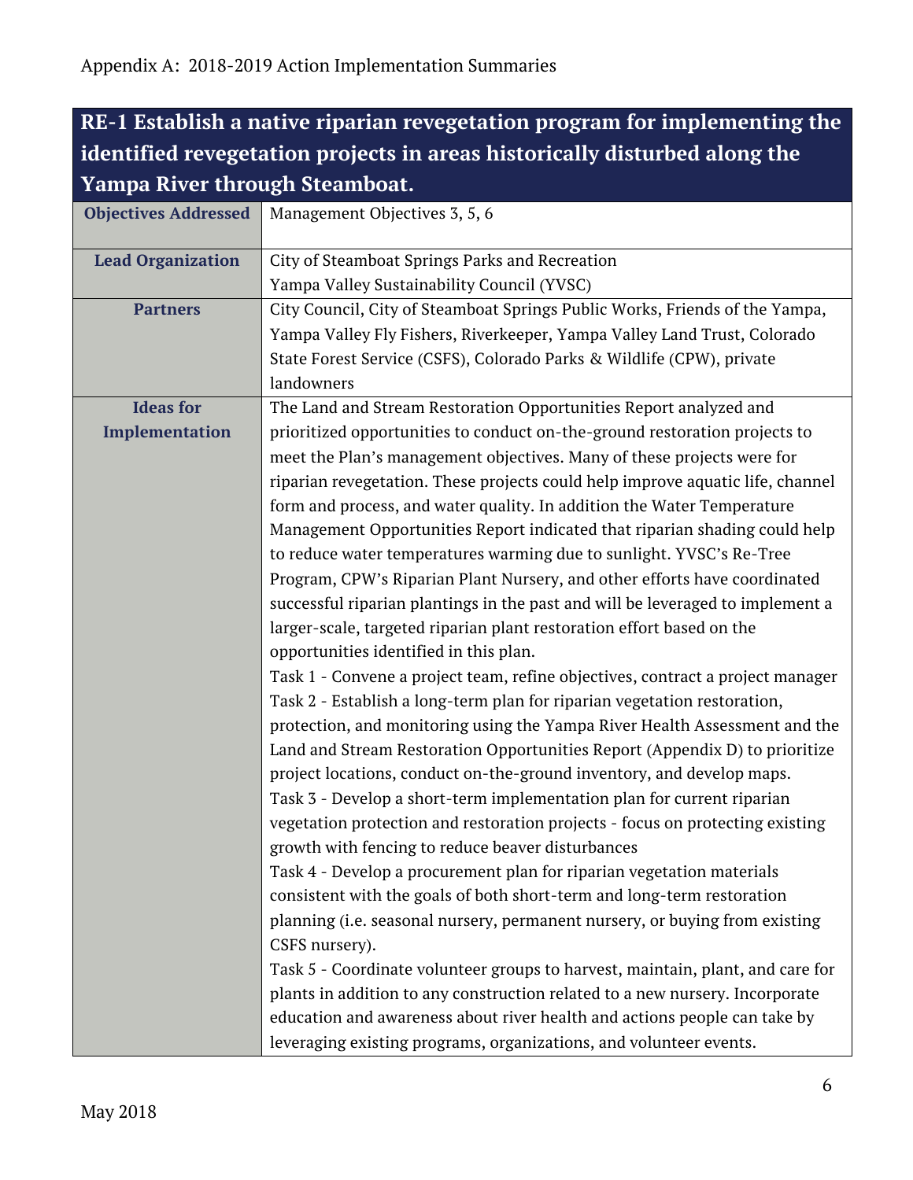Appendix A: 2018-2019 Action Implementation Summaries

| RE-1 Establish a native riparian revegetation program for implementing the identified revegetation projects in areas historically disturbed along the Yampa River through Steamboat. | |
|---|---|
| **Objectives Addressed** | Management Objectives 3, 5, 6 |
| **Lead Organization** | City of Steamboat Springs Parks and Recreation<br>Yampa Valley Sustainability Council (YVSC) |
| **Partners** | City Council, City of Steamboat Springs Public Works, Friends of the Yampa, Yampa Valley Fly Fishers, Riverkeeper, Yampa Valley Land Trust, Colorado State Forest Service (CSFS), Colorado Parks & Wildlife (CPW), private landowners |
| **Ideas for Implementation** | The Land and Stream Restoration Opportunities Report analyzed and prioritized opportunities to conduct on-the-ground restoration projects to meet the Plan's management objectives. Many of these projects were for riparian revegetation. These projects could help improve aquatic life, channel form and process, and water quality. In addition the Water Temperature Management Opportunities Report indicated that riparian shading could help to reduce water temperatures warming due to sunlight. YVSC's Re-Tree Program, CPW's Riparian Plant Nursery, and other efforts have coordinated successful riparian plantings in the past and will be leveraged to implement a larger-scale, targeted riparian plant restoration effort based on the opportunities identified in this plan.<br>Task 1 - Convene a project team, refine objectives, contract a project manager<br>Task 2 - Establish a long-term plan for riparian vegetation restoration, protection, and monitoring using the Yampa River Health Assessment and the Land and Stream Restoration Opportunities Report (Appendix D) to prioritize project locations, conduct on-the-ground inventory, and develop maps.<br>Task 3 - Develop a short-term implementation plan for current riparian vegetation protection and restoration projects - focus on protecting existing growth with fencing to reduce beaver disturbances<br>Task 4 - Develop a procurement plan for riparian vegetation materials consistent with the goals of both short-term and long-term restoration planning (i.e. seasonal nursery, permanent nursery, or buying from existing CSFS nursery).<br>Task 5 - Coordinate volunteer groups to harvest, maintain, plant, and care for plants in addition to any construction related to a new nursery. Incorporate education and awareness about river health and actions people can take by leveraging existing programs, organizations, and volunteer events. |

May 2018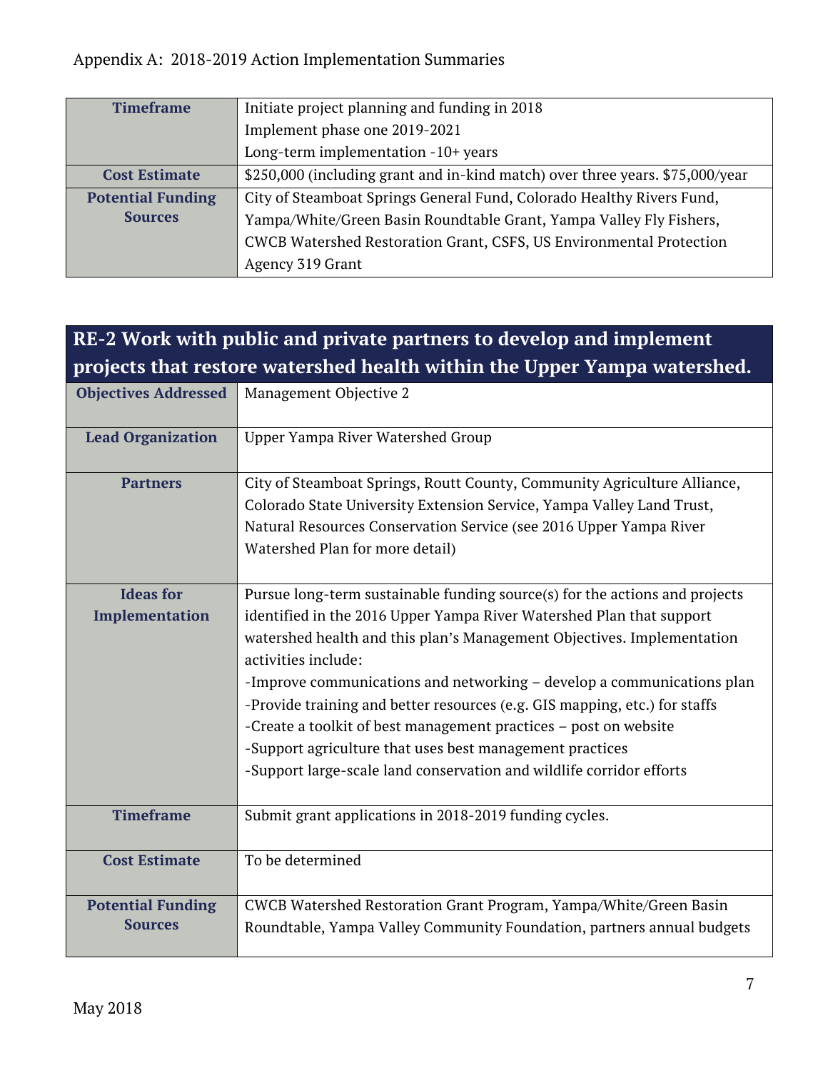| | |
|---|---|
| **Timeframe** | Initiate project planning and funding in 2018<br>Implement phase one 2019-2021<br>Long-term implementation -10+ years |
| **Cost Estimate** | $250,000 (including grant and in-kind match) over three years. $75,000/year |
| **Potential Funding Sources** | City of Steamboat Springs General Fund, Colorado Healthy Rivers Fund, Yampa/White/Green Basin Roundtable Grant, Yampa Valley Fly Fishers, CWCB Watershed Restoration Grant, CSFS, US Environmental Protection Agency 319 Grant |

| **RE-2 Work with public and private partners to develop and implement projects that restore watershed health within the Upper Yampa watershed.** | |
|---|---|
| **Objectives Addressed** | Management Objective 2 |
| **Lead Organization** | Upper Yampa River Watershed Group |
| **Partners** | City of Steamboat Springs, Routt County, Community Agriculture Alliance, Colorado State University Extension Service, Yampa Valley Land Trust, Natural Resources Conservation Service (see 2016 Upper Yampa River Watershed Plan for more detail) |
| **Ideas for Implementation** | Pursue long-term sustainable funding source(s) for the actions and projects identified in the 2016 Upper Yampa River Watershed Plan that support watershed health and this plan's Management Objectives. Implementation activities include:<br>-Improve communications and networking – develop a communications plan<br>-Provide training and better resources (e.g. GIS mapping, etc.) for staffs<br>-Create a toolkit of best management practices – post on website<br>-Support agriculture that uses best management practices<br>-Support large-scale land conservation and wildlife corridor efforts |
| **Timeframe** | Submit grant applications in 2018-2019 funding cycles. |
| **Cost Estimate** | To be determined |
| **Potential Funding Sources** | CWCB Watershed Restoration Grant Program, Yampa/White/Green Basin Roundtable, Yampa Valley Community Foundation, partners annual budgets |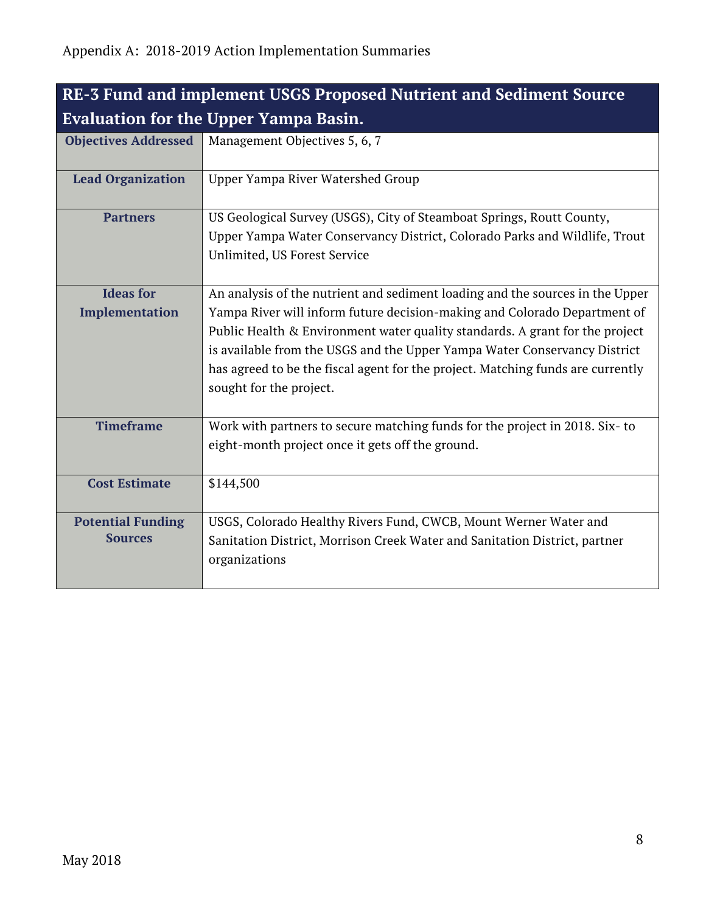| RE-3 Fund and implement USGS Proposed Nutrient and Sediment Source Evaluation for the Upper Yampa Basin. | |
|---|---|
| **Objectives Addressed** | Management Objectives 5, 6, 7 |
| **Lead Organization** | Upper Yampa River Watershed Group |
| **Partners** | US Geological Survey (USGS), City of Steamboat Springs, Routt County, Upper Yampa Water Conservancy District, Colorado Parks and Wildlife, Trout Unlimited, US Forest Service |
| **Ideas for Implementation** | An analysis of the nutrient and sediment loading and the sources in the Upper Yampa River will inform future decision-making and Colorado Department of Public Health & Environment water quality standards. A grant for the project is available from the USGS and the Upper Yampa Water Conservancy District has agreed to be the fiscal agent for the project. Matching funds are currently sought for the project. |
| **Timeframe** | Work with partners to secure matching funds for the project in 2018. Six- to eight-month project once it gets off the ground. |
| **Cost Estimate** | $144,500 |
| **Potential Funding Sources** | USGS, Colorado Healthy Rivers Fund, CWCB, Mount Werner Water and Sanitation District, Morrison Creek Water and Sanitation District, partner organizations |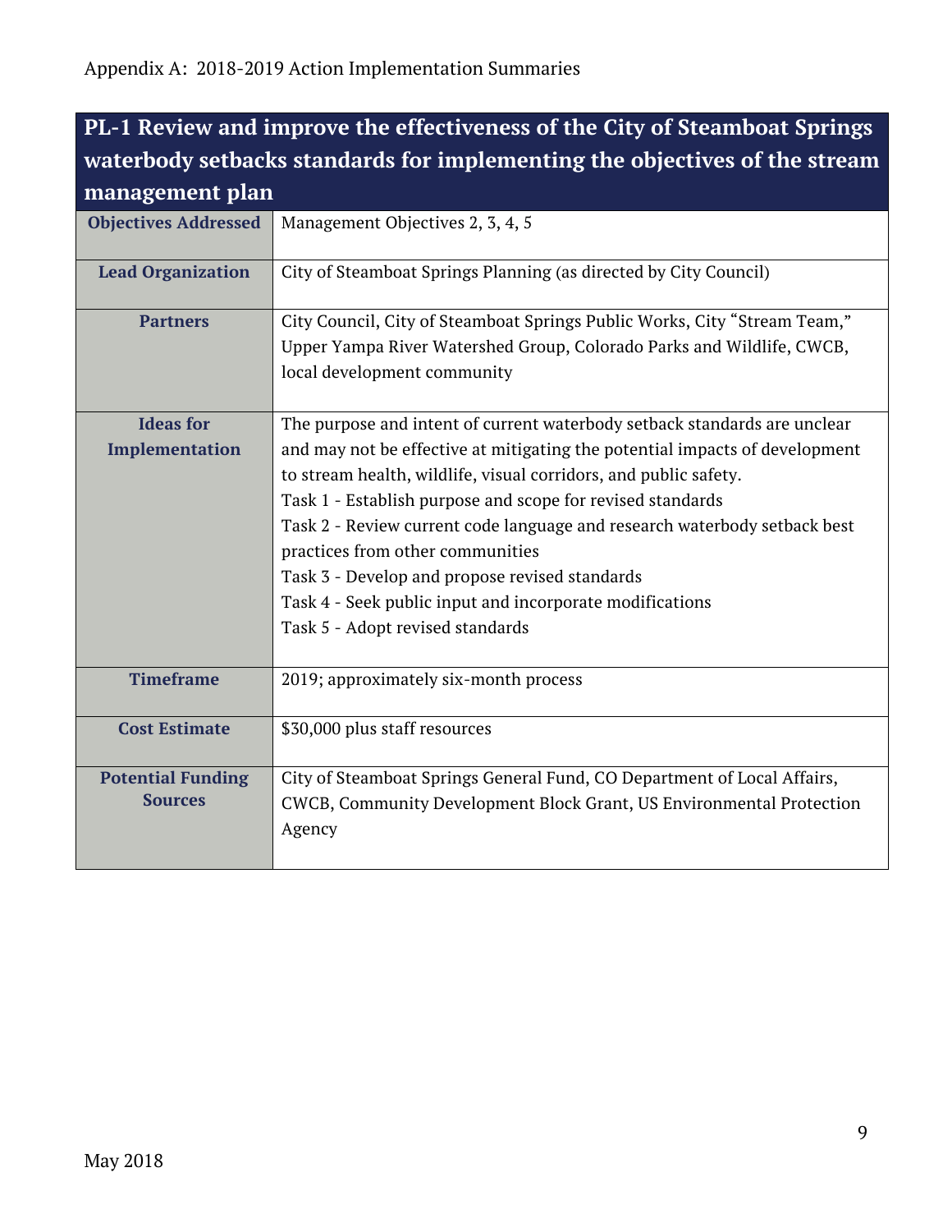Appendix A: 2018-2019 Action Implementation Summaries

## PL-1 Review and improve the effectiveness of the City of Steamboat Springs waterbody setbacks standards for implementing the objectives of the stream management plan

| | |
|---|---|
| **Objectives Addressed** | Management Objectives 2, 3, 4, 5 |
| **Lead Organization** | City of Steamboat Springs Planning (as directed by City Council) |
| **Partners** | City Council, City of Steamboat Springs Public Works, City "Stream Team," Upper Yampa River Watershed Group, Colorado Parks and Wildlife, CWCB, local development community |
| **Ideas for Implementation** | The purpose and intent of current waterbody setback standards are unclear and may not be effective at mitigating the potential impacts of development to stream health, wildlife, visual corridors, and public safety.<br>Task 1 - Establish purpose and scope for revised standards<br>Task 2 - Review current code language and research waterbody setback best practices from other communities<br>Task 3 - Develop and propose revised standards<br>Task 4 - Seek public input and incorporate modifications<br>Task 5 - Adopt revised standards |
| **Timeframe** | 2019; approximately six-month process |
| **Cost Estimate** | $30,000 plus staff resources |
| **Potential Funding Sources** | City of Steamboat Springs General Fund, CO Department of Local Affairs, CWCB, Community Development Block Grant, US Environmental Protection Agency |

May 2018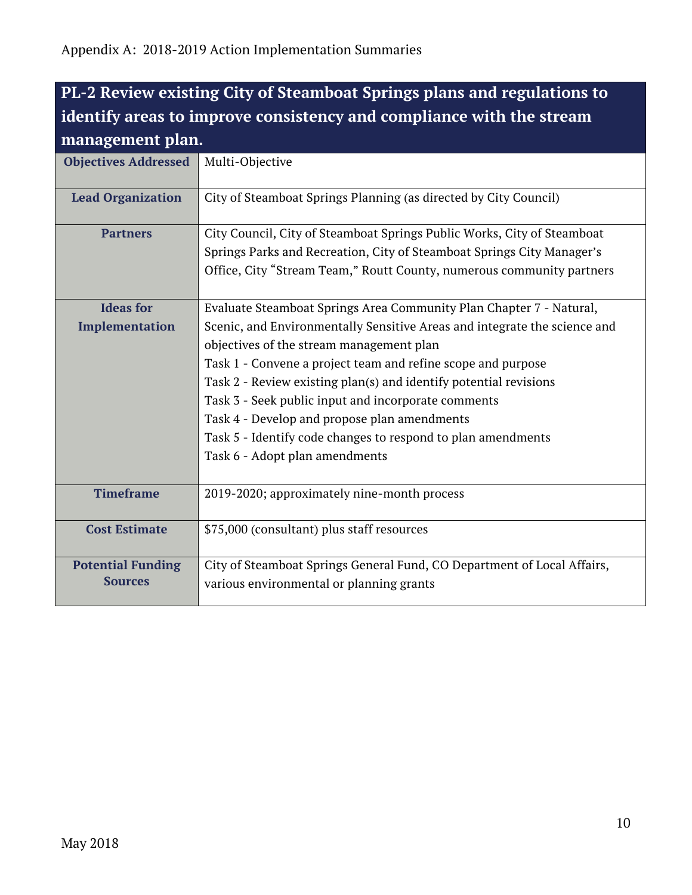Appendix A: 2018-2019 Action Implementation Summaries

## PL-2 Review existing City of Steamboat Springs plans and regulations to identify areas to improve consistency and compliance with the stream management plan.

| | |
|---|---|
| **Objectives Addressed** | Multi-Objective |
| **Lead Organization** | City of Steamboat Springs Planning (as directed by City Council) |
| **Partners** | City Council, City of Steamboat Springs Public Works, City of Steamboat Springs Parks and Recreation, City of Steamboat Springs City Manager's Office, City "Stream Team," Routt County, numerous community partners |
| **Ideas for Implementation** | Evaluate Steamboat Springs Area Community Plan Chapter 7 - Natural, Scenic, and Environmentally Sensitive Areas and integrate the science and objectives of the stream management plan<br>Task 1 - Convene a project team and refine scope and purpose<br>Task 2 - Review existing plan(s) and identify potential revisions<br>Task 3 - Seek public input and incorporate comments<br>Task 4 - Develop and propose plan amendments<br>Task 5 - Identify code changes to respond to plan amendments<br>Task 6 - Adopt plan amendments |
| **Timeframe** | 2019-2020; approximately nine-month process |
| **Cost Estimate** | $75,000 (consultant) plus staff resources |
| **Potential Funding Sources** | City of Steamboat Springs General Fund, CO Department of Local Affairs, various environmental or planning grants |

May 2018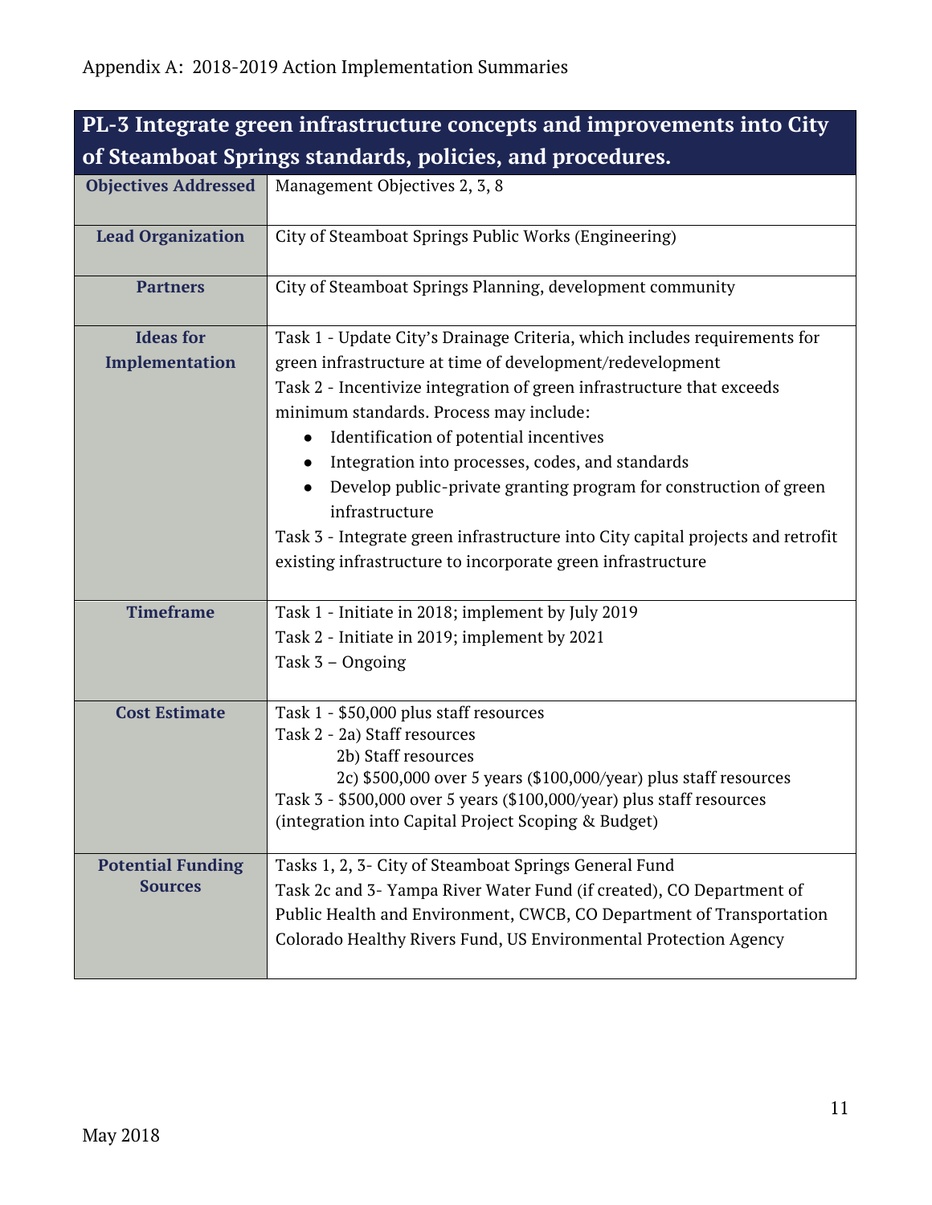Appendix A: 2018-2019 Action Implementation Summaries

| PL-3 Integrate green infrastructure concepts and improvements into City of Steamboat Springs standards, policies, and procedures. | |
|---|---|
| **Objectives Addressed** | Management Objectives 2, 3, 8 |
| **Lead Organization** | City of Steamboat Springs Public Works (Engineering) |
| **Partners** | City of Steamboat Springs Planning, development community |
| **Ideas for Implementation** | Task 1 - Update City's Drainage Criteria, which includes requirements for green infrastructure at time of development/redevelopment<br>Task 2 - Incentivize integration of green infrastructure that exceeds minimum standards. Process may include:<br>• Identification of potential incentives<br>• Integration into processes, codes, and standards<br>• Develop public-private granting program for construction of green infrastructure<br>Task 3 - Integrate green infrastructure into City capital projects and retrofit existing infrastructure to incorporate green infrastructure |
| **Timeframe** | Task 1 - Initiate in 2018; implement by July 2019<br>Task 2 - Initiate in 2019; implement by 2021<br>Task 3 – Ongoing |
| **Cost Estimate** | Task 1 - $50,000 plus staff resources<br>Task 2 - 2a) Staff resources<br>2b) Staff resources<br>2c) $500,000 over 5 years ($100,000/year) plus staff resources<br>Task 3 - $500,000 over 5 years ($100,000/year) plus staff resources (integration into Capital Project Scoping & Budget) |
| **Potential Funding Sources** | Tasks 1, 2, 3- City of Steamboat Springs General Fund<br>Task 2c and 3- Yampa River Water Fund (if created), CO Department of Public Health and Environment, CWCB, CO Department of Transportation Colorado Healthy Rivers Fund, US Environmental Protection Agency |

May 2018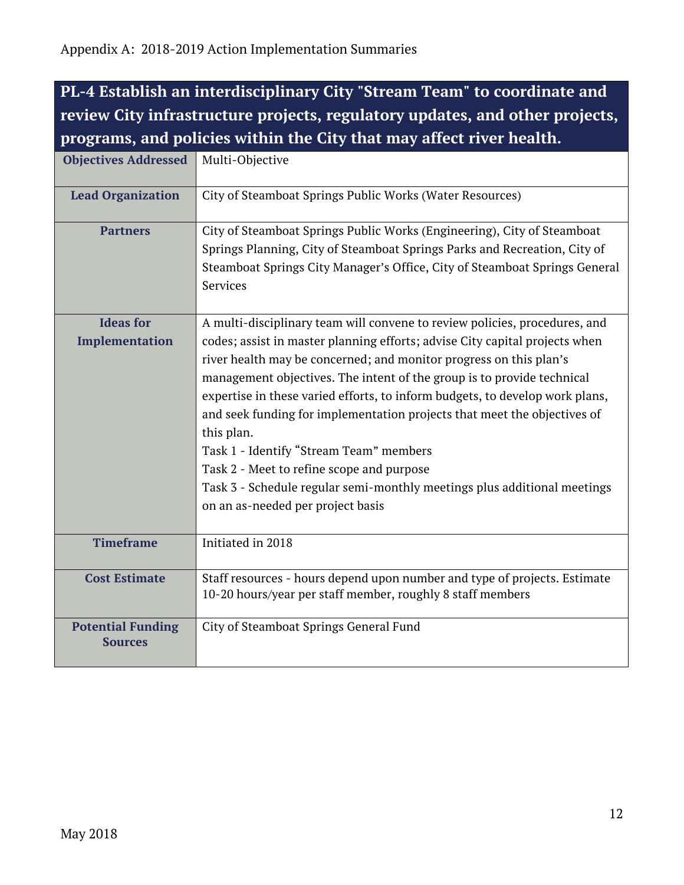Appendix A: 2018-2019 Action Implementation Summaries

| PL-4 Establish an interdisciplinary City "Stream Team" to coordinate and review City infrastructure projects, regulatory updates, and other projects, programs, and policies within the City that may affect river health. | |
|---|---|
| **Objectives Addressed** | Multi-Objective |
| **Lead Organization** | City of Steamboat Springs Public Works (Water Resources) |
| **Partners** | City of Steamboat Springs Public Works (Engineering), City of Steamboat Springs Planning, City of Steamboat Springs Parks and Recreation, City of Steamboat Springs City Manager's Office, City of Steamboat Springs General Services |
| **Ideas for Implementation** | A multi-disciplinary team will convene to review policies, procedures, and codes; assist in master planning efforts; advise City capital projects when river health may be concerned; and monitor progress on this plan's management objectives. The intent of the group is to provide technical expertise in these varied efforts, to inform budgets, to develop work plans, and seek funding for implementation projects that meet the objectives of this plan.<br>Task 1 - Identify "Stream Team" members<br>Task 2 - Meet to refine scope and purpose<br>Task 3 - Schedule regular semi-monthly meetings plus additional meetings on an as-needed per project basis |
| **Timeframe** | Initiated in 2018 |
| **Cost Estimate** | Staff resources - hours depend upon number and type of projects. Estimate 10-20 hours/year per staff member, roughly 8 staff members |
| **Potential Funding Sources** | City of Steamboat Springs General Fund |

May 2018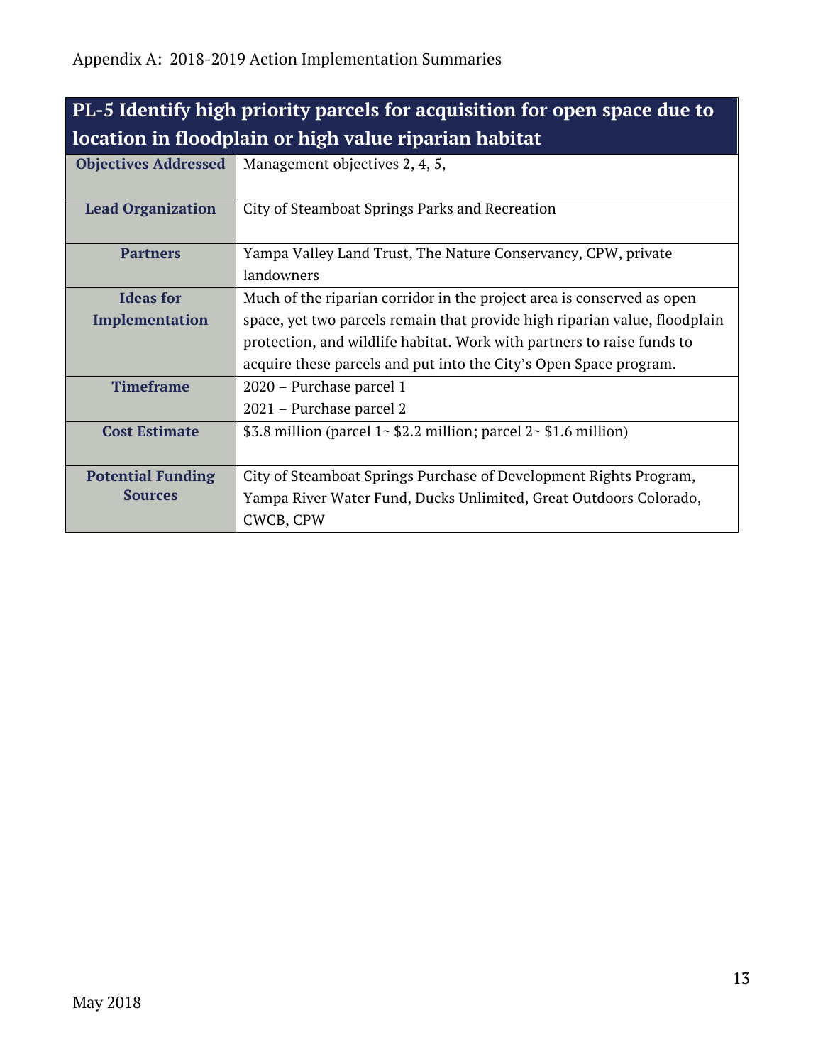| PL-5 Identify high priority parcels for acquisition for open space due to location in floodplain or high value riparian habitat | |
| --- | --- |
| **Objectives Addressed** | Management objectives 2, 4, 5, |
| **Lead Organization** | City of Steamboat Springs Parks and Recreation |
| **Partners** | Yampa Valley Land Trust, The Nature Conservancy, CPW, private landowners |
| **Ideas for Implementation** | Much of the riparian corridor in the project area is conserved as open space, yet two parcels remain that provide high riparian value, floodplain protection, and wildlife habitat. Work with partners to raise funds to acquire these parcels and put into the City's Open Space program. |
| **Timeframe** | 2020 – Purchase parcel 1<br>2021 – Purchase parcel 2 |
| **Cost Estimate** | \$3.8 million (parcel 1~ \$2.2 million; parcel 2~ \$1.6 million) |
| **Potential Funding Sources** | City of Steamboat Springs Purchase of Development Rights Program, Yampa River Water Fund, Ducks Unlimited, Great Outdoors Colorado, CWCB, CPW |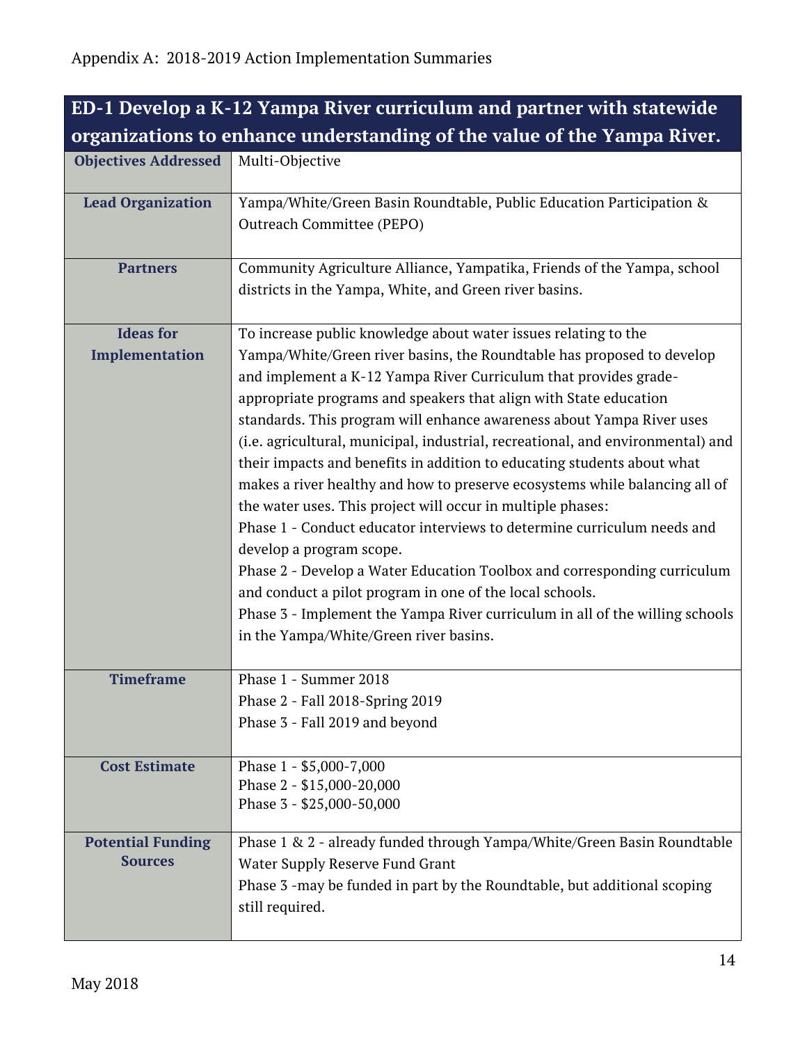Appendix A: 2018-2019 Action Implementation Summaries

| ED-1 Develop a K-12 Yampa River curriculum and partner with statewide organizations to enhance understanding of the value of the Yampa River. | |
|---|---|
| **Objectives Addressed** | Multi-Objective |
| **Lead Organization** | Yampa/White/Green Basin Roundtable, Public Education Participation & Outreach Committee (PEPO) |
| **Partners** | Community Agriculture Alliance, Yampatika, Friends of the Yampa, school districts in the Yampa, White, and Green river basins. |
| **Ideas for Implementation** | To increase public knowledge about water issues relating to the Yampa/White/Green river basins, the Roundtable has proposed to develop and implement a K-12 Yampa River Curriculum that provides grade-appropriate programs and speakers that align with State education standards. This program will enhance awareness about Yampa River uses (i.e. agricultural, municipal, industrial, recreational, and environmental) and their impacts and benefits in addition to educating students about what makes a river healthy and how to preserve ecosystems while balancing all of the water uses. This project will occur in multiple phases:<br>Phase 1 - Conduct educator interviews to determine curriculum needs and develop a program scope.<br>Phase 2 - Develop a Water Education Toolbox and corresponding curriculum and conduct a pilot program in one of the local schools.<br>Phase 3 - Implement the Yampa River curriculum in all of the willing schools in the Yampa/White/Green river basins. |
| **Timeframe** | Phase 1 - Summer 2018<br>Phase 2 - Fall 2018-Spring 2019<br>Phase 3 - Fall 2019 and beyond |
| **Cost Estimate** | Phase 1 - $5,000-7,000<br>Phase 2 - $15,000-20,000<br>Phase 3 - $25,000-50,000 |
| **Potential Funding Sources** | Phase 1 & 2 - already funded through Yampa/White/Green Basin Roundtable Water Supply Reserve Fund Grant<br>Phase 3 -may be funded in part by the Roundtable, but additional scoping still required. |

May 2018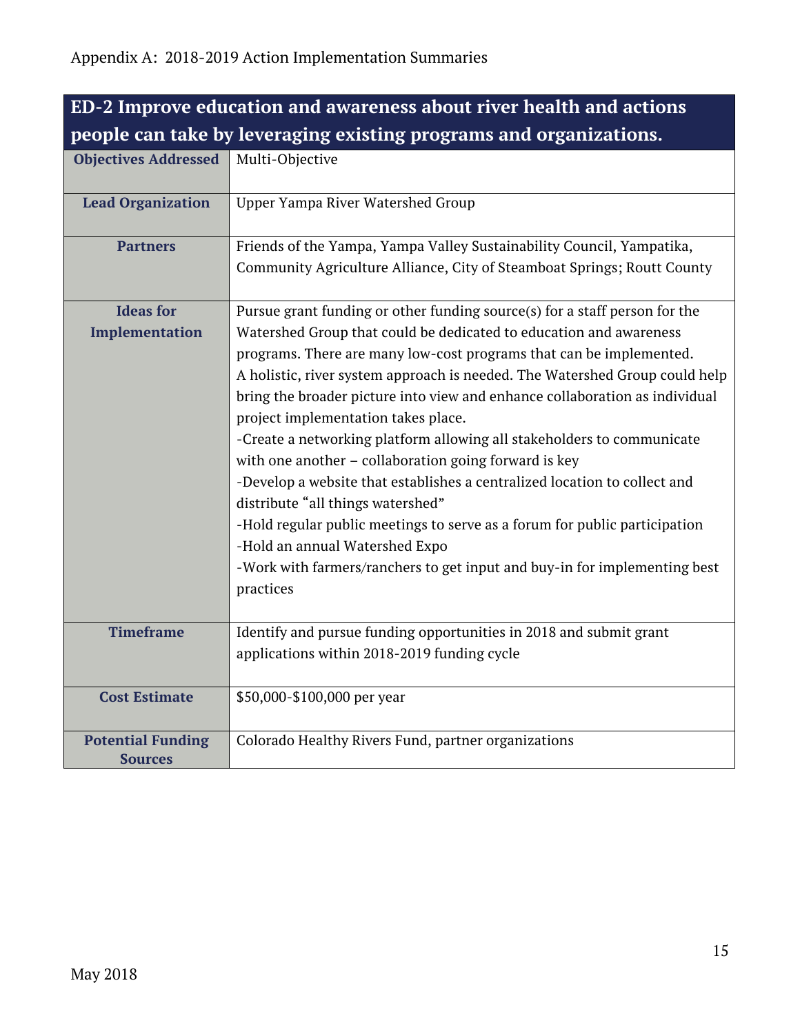Appendix A: 2018-2019 Action Implementation Summaries

| ED-2 Improve education and awareness about river health and actions people can take by leveraging existing programs and organizations. | |
|---|---|
| **Objectives Addressed** | Multi-Objective |
| **Lead Organization** | Upper Yampa River Watershed Group |
| **Partners** | Friends of the Yampa, Yampa Valley Sustainability Council, Yampatika, Community Agriculture Alliance, City of Steamboat Springs; Routt County |
| **Ideas for Implementation** | Pursue grant funding or other funding source(s) for a staff person for the Watershed Group that could be dedicated to education and awareness programs. There are many low-cost programs that can be implemented. A holistic, river system approach is needed. The Watershed Group could help bring the broader picture into view and enhance collaboration as individual project implementation takes place.<br>-Create a networking platform allowing all stakeholders to communicate with one another – collaboration going forward is key<br>-Develop a website that establishes a centralized location to collect and distribute "all things watershed"<br>-Hold regular public meetings to serve as a forum for public participation<br>-Hold an annual Watershed Expo<br>-Work with farmers/ranchers to get input and buy-in for implementing best practices |
| **Timeframe** | Identify and pursue funding opportunities in 2018 and submit grant applications within 2018-2019 funding cycle |
| **Cost Estimate** | $50,000-$100,000 per year |
| **Potential Funding Sources** | Colorado Healthy Rivers Fund, partner organizations |

May 2018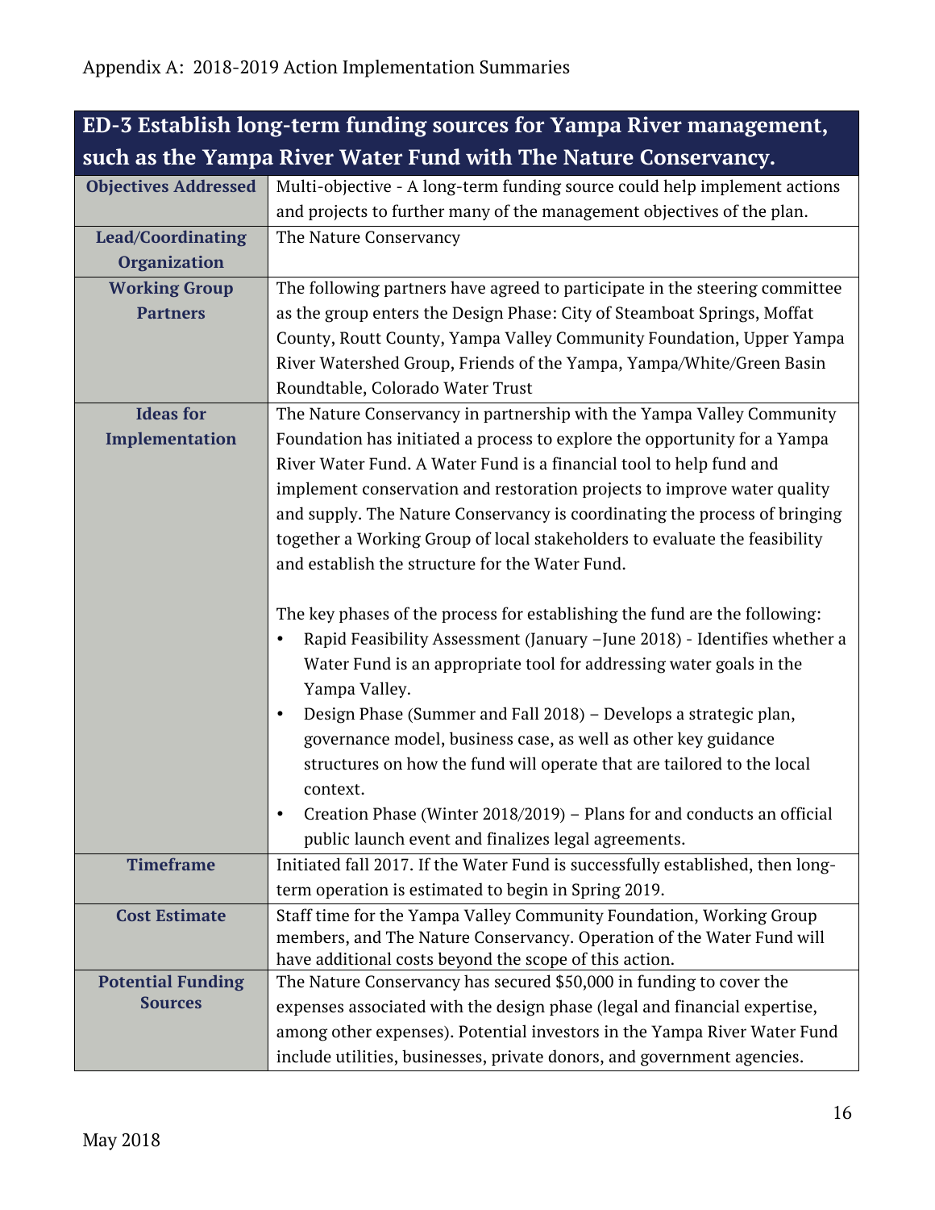Appendix A: 2018-2019 Action Implementation Summaries

| ED-3 Establish long-term funding sources for Yampa River management, such as the Yampa River Water Fund with The Nature Conservancy. | |
|---|---|
| **Objectives Addressed** | Multi-objective - A long-term funding source could help implement actions and projects to further many of the management objectives of the plan. |
| **Lead/Coordinating Organization** | The Nature Conservancy |
| **Working Group Partners** | The following partners have agreed to participate in the steering committee as the group enters the Design Phase: City of Steamboat Springs, Moffat County, Routt County, Yampa Valley Community Foundation, Upper Yampa River Watershed Group, Friends of the Yampa, Yampa/White/Green Basin Roundtable, Colorado Water Trust |
| **Ideas for Implementation** | The Nature Conservancy in partnership with the Yampa Valley Community Foundation has initiated a process to explore the opportunity for a Yampa River Water Fund. A Water Fund is a financial tool to help fund and implement conservation and restoration projects to improve water quality and supply. The Nature Conservancy is coordinating the process of bringing together a Working Group of local stakeholders to evaluate the feasibility and establish the structure for the Water Fund.<br><br>The key phases of the process for establishing the fund are the following:<br>• Rapid Feasibility Assessment (January –June 2018) - Identifies whether a Water Fund is an appropriate tool for addressing water goals in the Yampa Valley.<br>• Design Phase (Summer and Fall 2018) – Develops a strategic plan, governance model, business case, as well as other key guidance structures on how the fund will operate that are tailored to the local context.<br>• Creation Phase (Winter 2018/2019) – Plans for and conducts an official public launch event and finalizes legal agreements. |
| **Timeframe** | Initiated fall 2017. If the Water Fund is successfully established, then long-term operation is estimated to begin in Spring 2019. |
| **Cost Estimate** | Staff time for the Yampa Valley Community Foundation, Working Group members, and The Nature Conservancy. Operation of the Water Fund will have additional costs beyond the scope of this action. |
| **Potential Funding Sources** | The Nature Conservancy has secured $50,000 in funding to cover the expenses associated with the design phase (legal and financial expertise, among other expenses). Potential investors in the Yampa River Water Fund include utilities, businesses, private donors, and government agencies. |

May 2018